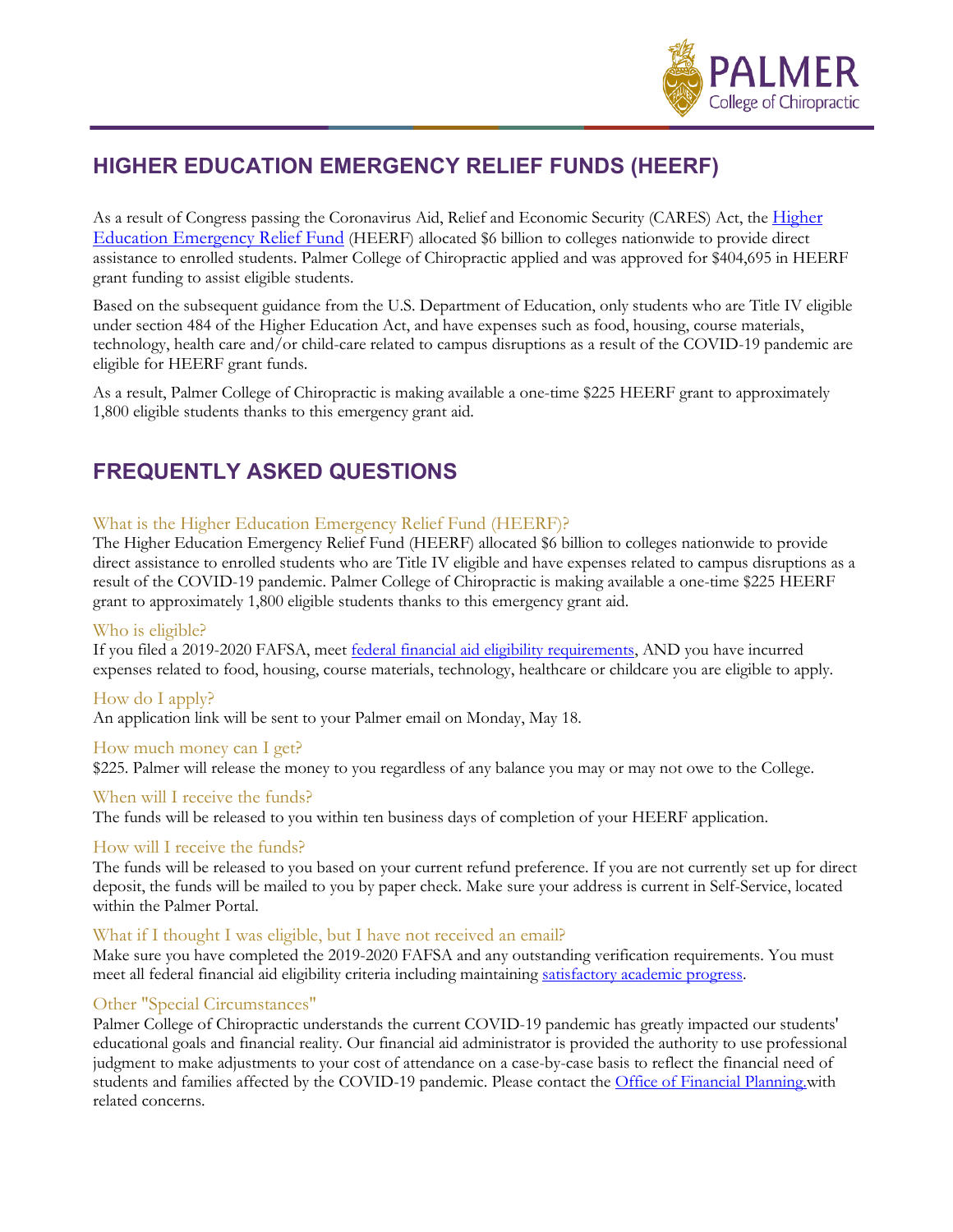# HIGHER EDUCATION EMERGENCY RELIEF FUNDS (HEERF)

As a result of Congress passing the Coronavirus Aid, Relief and Economic Security (CARES) Act, the Higher Education Emergency Relief Fund (HEERF) allocated $6 billion to colleges nationwide to provide direct assistance to enrolled students. Palmer College of Chiropractic applied and was approved for $404,695 in HEERF grant funding to assist eligible students.

Based on the subsequent guidance from the U.S. Department of Education, only students who are Title IV eligible under section 484 of the Higher Education Act, and have expenses such as food, housing, course materials, technology, health care and/or child-care related to campus disruptions as a result of the COVID-19 pandemic are eligible for HEERF grant funds.

As a result, Palmer College of Chiropractic is making available a one-time $225 HEERF grant to approximately 1,800 eligible students thanks to this emergency grant aid.

# FREQUENTLY ASKED QUESTIONS

### What is the Higher Education Emergency Relief Fund (HEERF)?

The Higher Education Emergency Relief Fund (HEERF) allocated $6 billion to colleges nationwide to provide direct assistance to enrolled students who are Title IV eligible and have expenses related to campus disruptions as a result of the COVID-19 pandemic. Palmer College of Chiropractic is making available a one-time $225 HEERF grant to approximately 1,800 eligible students thanks to this emergency grant aid.

### Who is eligible?

If you filed a 2019-2020 FAFSA, meet federal financial aid eligibility requirements, AND you have incurred expenses related to food, housing, course materials, technology, healthcare or childcare you are eligible to apply.

### How do I apply?

An application link will be sent to your Palmer email on Monday, May 18.

### How much money can I get?

$225. Palmer will release the money to you regardless of any balance you may or may not owe to the College.

### When will I receive the funds?

The funds will be released to you within ten business days of completion of your HEERF application.

### How will I receive the funds?

The funds will be released to you based on your current refund preference. If you are not currently set up for direct deposit, the funds will be mailed to you by paper check. Make sure your address is current in Self-Service, located within the Palmer Portal.

### What if I thought I was eligible, but I have not received an email?

Make sure you have completed the 2019-2020 FAFSA and any outstanding verification requirements. You must meet all federal financial aid eligibility criteria including maintaining satisfactory academic progress.

### Other "Special Circumstances"

Palmer College of Chiropractic understands the current COVID-19 pandemic has greatly impacted our students' educational goals and financial reality. Our financial aid administrator is provided the authority to use professional judgment to make adjustments to your cost of attendance on a case-by-case basis to reflect the financial need of students and families affected by the COVID-19 pandemic. Please contact the Office of Financial Planning. with related concerns.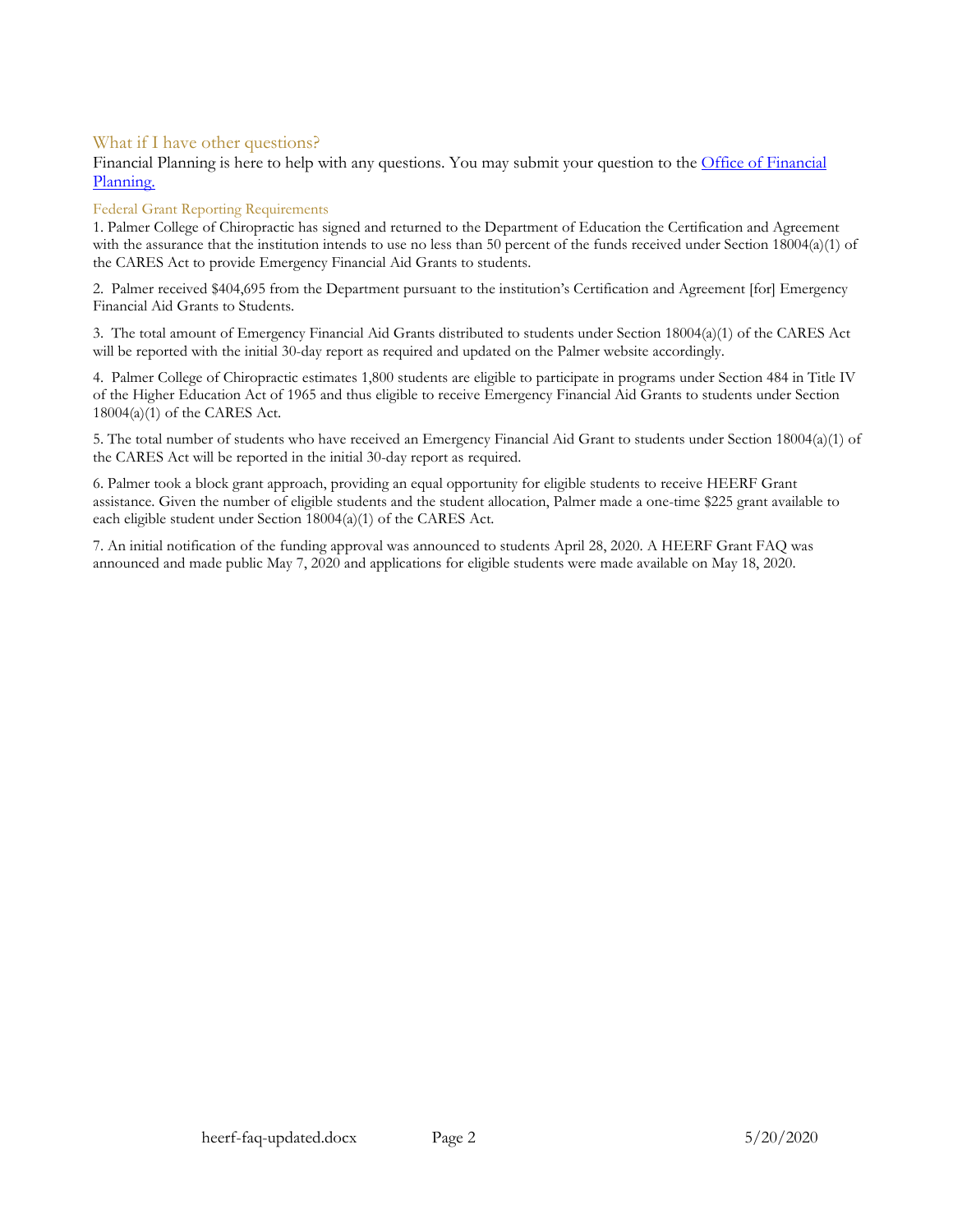## What if I have other questions?

Financial Planning is here to help with any questions. You may submit your question to the [Office of Financial Planning.]()

### Federal Grant Reporting Requirements

1. Palmer College of Chiropractic has signed and returned to the Department of Education the Certification and Agreement with the assurance that the institution intends to use no less than 50 percent of the funds received under Section 18004(a)(1) of the CARES Act to provide Emergency Financial Aid Grants to students.

2. Palmer received $404,695 from the Department pursuant to the institution's Certification and Agreement [for] Emergency Financial Aid Grants to Students.

3. The total amount of Emergency Financial Aid Grants distributed to students under Section 18004(a)(1) of the CARES Act will be reported with the initial 30-day report as required and updated on the Palmer website accordingly.

4. Palmer College of Chiropractic estimates 1,800 students are eligible to participate in programs under Section 484 in Title IV of the Higher Education Act of 1965 and thus eligible to receive Emergency Financial Aid Grants to students under Section 18004(a)(1) of the CARES Act.

5. The total number of students who have received an Emergency Financial Aid Grant to students under Section 18004(a)(1) of the CARES Act will be reported in the initial 30-day report as required.

6. Palmer took a block grant approach, providing an equal opportunity for eligible students to receive HEERF Grant assistance. Given the number of eligible students and the student allocation, Palmer made a one-time $225 grant available to each eligible student under Section 18004(a)(1) of the CARES Act.

7. An initial notification of the funding approval was announced to students April 28, 2020. A HEERF Grant FAQ was announced and made public May 7, 2020 and applications for eligible students were made available on May 18, 2020.